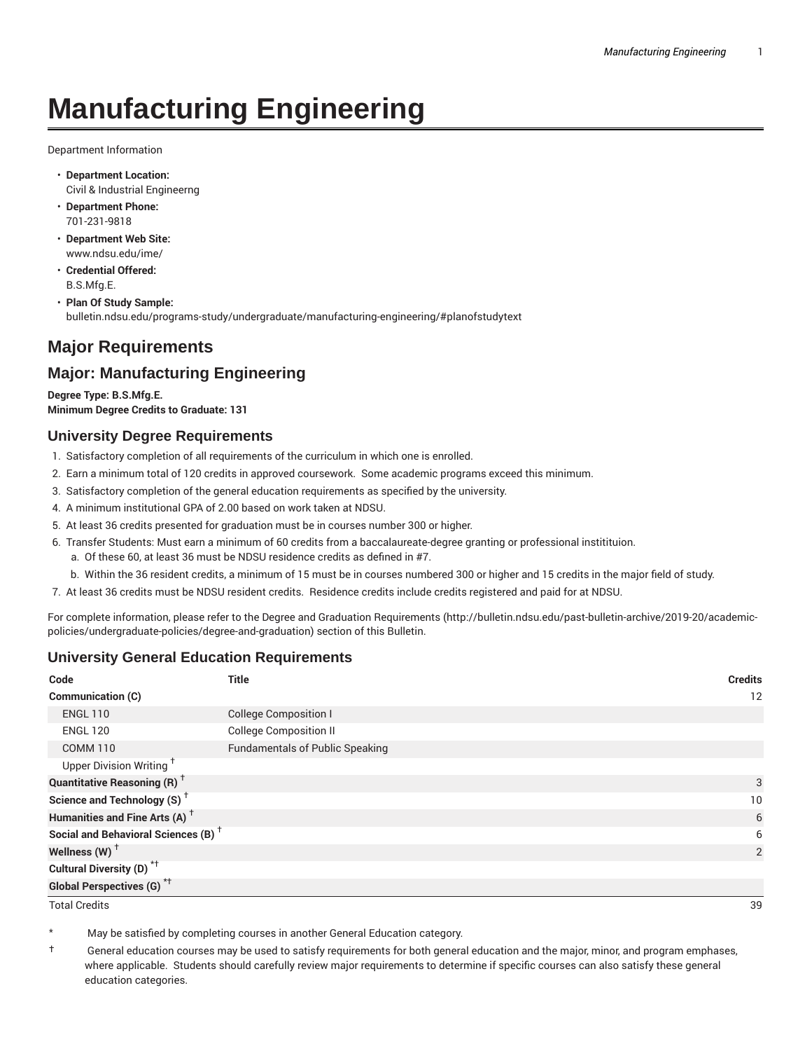# Manufacturing Engineering

Department Information

- **Department Location:**
  Civil & Industrial Engineerng
- **Department Phone:**
  701-231-9818
- **Department Web Site:**
  www.ndsu.edu/ime/
- **Credential Offered:**
  B.S.Mfg.E.
- **Plan Of Study Sample:**
  bulletin.ndsu.edu/programs-study/undergraduate/manufacturing-engineering/#planofstudytext

## Major Requirements

## Major: Manufacturing Engineering

**Degree Type: B.S.Mfg.E.**
**Minimum Degree Credits to Graduate: 131**

### University Degree Requirements

1. Satisfactory completion of all requirements of the curriculum in which one is enrolled.
2. Earn a minimum total of 120 credits in approved coursework. Some academic programs exceed this minimum.
3. Satisfactory completion of the general education requirements as specified by the university.
4. A minimum institutional GPA of 2.00 based on work taken at NDSU.
5. At least 36 credits presented for graduation must be in courses number 300 or higher.
6. Transfer Students: Must earn a minimum of 60 credits from a baccalaureate-degree granting or professional institituion.
   a. Of these 60, at least 36 must be NDSU residence credits as defined in #7.
   b. Within the 36 resident credits, a minimum of 15 must be in courses numbered 300 or higher and 15 credits in the major field of study.
7. At least 36 credits must be NDSU resident credits. Residence credits include credits registered and paid for at NDSU.

For complete information, please refer to the Degree and Graduation Requirements (http://bulletin.ndsu.edu/past-bulletin-archive/2019-20/academic-policies/undergraduate-policies/degree-and-graduation) section of this Bulletin.

### University General Education Requirements

| Code | Title | Credits |
|---|---|---|
| **Communication (C)** | | 12 |
| ENGL 110 | College Composition I | |
| ENGL 120 | College Composition II | |
| COMM 110 | Fundamentals of Public Speaking | |
| Upper Division Writing † | | |
| **Quantitative Reasoning (R) †** | | 3 |
| **Science and Technology (S) †** | | 10 |
| **Humanities and Fine Arts (A) †** | | 6 |
| **Social and Behavioral Sciences (B) †** | | 6 |
| **Wellness (W) †** | | 2 |
| **Cultural Diversity (D) *†** | | |
| **Global Perspectives (G) *†** | | |
| Total Credits | | 39 |

\* May be satisfied by completing courses in another General Education category.

† General education courses may be used to satisfy requirements for both general education and the major, minor, and program emphases, where applicable. Students should carefully review major requirements to determine if specific courses can also satisfy these general education categories.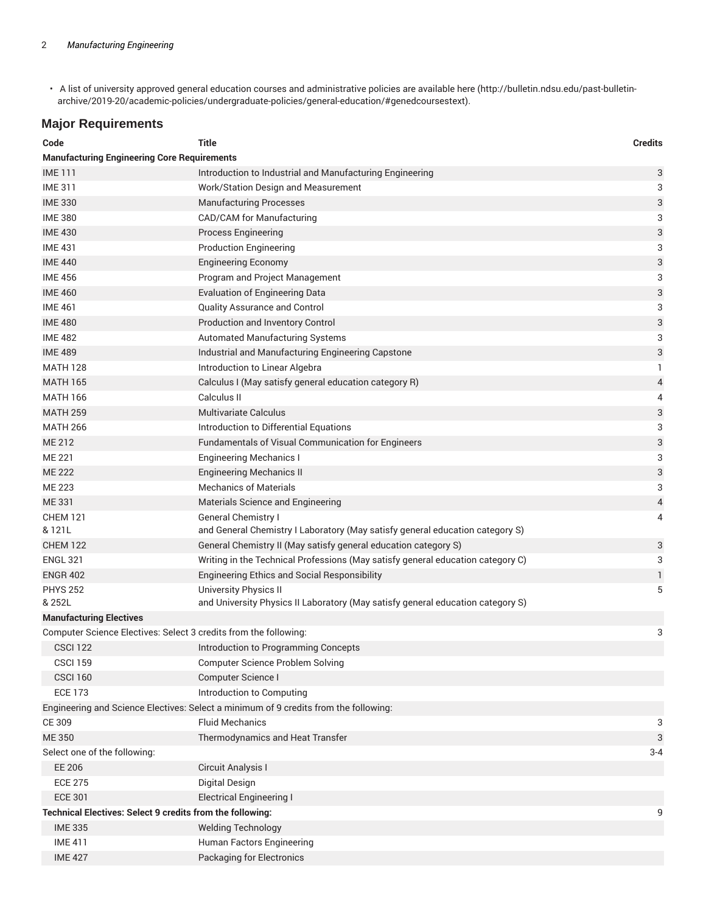- A list of university approved general education courses and administrative policies are available here (http://bulletin.ndsu.edu/past-bulletin-archive/2019-20/academic-policies/undergraduate-policies/general-education/#genedcoursestext).

## Major Requirements

| Code | Title | Credits |
|---|---|---|
| **Manufacturing Engineering Core Requirements** | | |
| IME 111 | Introduction to Industrial and Manufacturing Engineering | 3 |
| IME 311 | Work/Station Design and Measurement | 3 |
| IME 330 | Manufacturing Processes | 3 |
| IME 380 | CAD/CAM for Manufacturing | 3 |
| IME 430 | Process Engineering | 3 |
| IME 431 | Production Engineering | 3 |
| IME 440 | Engineering Economy | 3 |
| IME 456 | Program and Project Management | 3 |
| IME 460 | Evaluation of Engineering Data | 3 |
| IME 461 | Quality Assurance and Control | 3 |
| IME 480 | Production and Inventory Control | 3 |
| IME 482 | Automated Manufacturing Systems | 3 |
| IME 489 | Industrial and Manufacturing Engineering Capstone | 3 |
| MATH 128 | Introduction to Linear Algebra | 1 |
| MATH 165 | Calculus I (May satisfy general education category R) | 4 |
| MATH 166 | Calculus II | 4 |
| MATH 259 | Multivariate Calculus | 3 |
| MATH 266 | Introduction to Differential Equations | 3 |
| ME 212 | Fundamentals of Visual Communication for Engineers | 3 |
| ME 221 | Engineering Mechanics I | 3 |
| ME 222 | Engineering Mechanics II | 3 |
| ME 223 | Mechanics of Materials | 3 |
| ME 331 | Materials Science and Engineering | 4 |
| CHEM 121 & 121L | General Chemistry I and General Chemistry I Laboratory (May satisfy general education category S) | 4 |
| CHEM 122 | General Chemistry II (May satisfy general education category S) | 3 |
| ENGL 321 | Writing in the Technical Professions (May satisfy general education category C) | 3 |
| ENGR 402 | Engineering Ethics and Social Responsibility | 1 |
| PHYS 252 & 252L | University Physics II and University Physics II Laboratory (May satisfy general education category S) | 5 |
| **Manufacturing Electives** | | |
| Computer Science Electives: Select 3 credits from the following: | | 3 |
| CSCI 122 | Introduction to Programming Concepts | |
| CSCI 159 | Computer Science Problem Solving | |
| CSCI 160 | Computer Science I | |
| ECE 173 | Introduction to Computing | |
| Engineering and Science Electives: Select a minimum of 9 credits from the following: | | |
| CE 309 | Fluid Mechanics | 3 |
| ME 350 | Thermodynamics and Heat Transfer | 3 |
| Select one of the following: | | 3-4 |
| EE 206 | Circuit Analysis I | |
| ECE 275 | Digital Design | |
| ECE 301 | Electrical Engineering I | |
| **Technical Electives: Select 9 credits from the following:** | | 9 |
| IME 335 | Welding Technology | |
| IME 411 | Human Factors Engineering | |
| IME 427 | Packaging for Electronics | |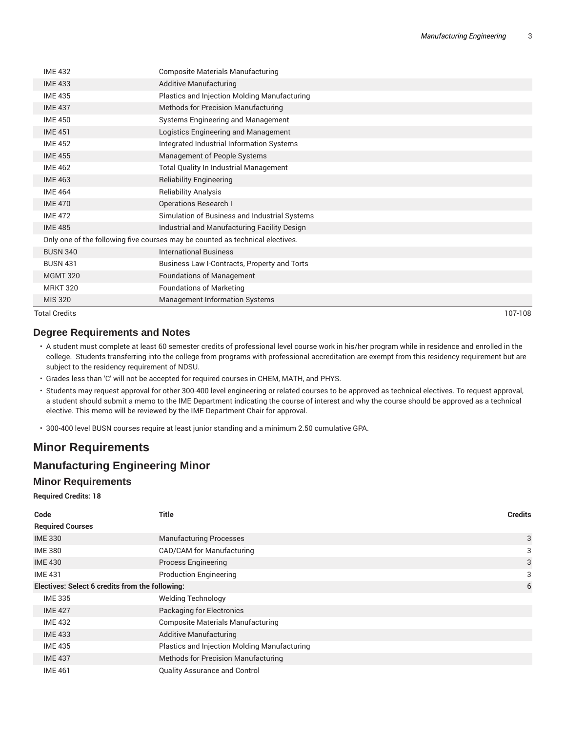| Code | Title | Credits |
| --- | --- | --- |
| IME 432 | Composite Materials Manufacturing | |
| IME 433 | Additive Manufacturing | |
| IME 435 | Plastics and Injection Molding Manufacturing | |
| IME 437 | Methods for Precision Manufacturing | |
| IME 450 | Systems Engineering and Management | |
| IME 451 | Logistics Engineering and Management | |
| IME 452 | Integrated Industrial Information Systems | |
| IME 455 | Management of People Systems | |
| IME 462 | Total Quality In Industrial Management | |
| IME 463 | Reliability Engineering | |
| IME 464 | Reliability Analysis | |
| IME 470 | Operations Research I | |
| IME 472 | Simulation of Business and Industrial Systems | |
| IME 485 | Industrial and Manufacturing Facility Design | |
| Only one of the following five courses may be counted as technical electives. | | |
| BUSN 340 | International Business | |
| BUSN 431 | Business Law I-Contracts, Property and Torts | |
| MGMT 320 | Foundations of Management | |
| MRKT 320 | Foundations of Marketing | |
| MIS 320 | Management Information Systems | |
| Total Credits | | 107-108 |

### Degree Requirements and Notes

- A student must complete at least 60 semester credits of professional level course work in his/her program while in residence and enrolled in the college. Students transferring into the college from programs with professional accreditation are exempt from this residency requirement but are subject to the residency requirement of NDSU.
- Grades less than 'C' will not be accepted for required courses in CHEM, MATH, and PHYS.
- Students may request approval for other 300-400 level engineering or related courses to be approved as technical electives. To request approval, a student should submit a memo to the IME Department indicating the course of interest and why the course should be approved as a technical elective. This memo will be reviewed by the IME Department Chair for approval.
- 300-400 level BUSN courses require at least junior standing and a minimum 2.50 cumulative GPA.

## Minor Requirements

## Manufacturing Engineering Minor

### Minor Requirements

**Required Credits: 18**

| Code | Title | Credits |
| --- | --- | --- |
| **Required Courses** | | |
| IME 330 | Manufacturing Processes | 3 |
| IME 380 | CAD/CAM for Manufacturing | 3 |
| IME 430 | Process Engineering | 3 |
| IME 431 | Production Engineering | 3 |
| **Electives: Select 6 credits from the following:** | | 6 |
| IME 335 | Welding Technology | |
| IME 427 | Packaging for Electronics | |
| IME 432 | Composite Materials Manufacturing | |
| IME 433 | Additive Manufacturing | |
| IME 435 | Plastics and Injection Molding Manufacturing | |
| IME 437 | Methods for Precision Manufacturing | |
| IME 461 | Quality Assurance and Control | |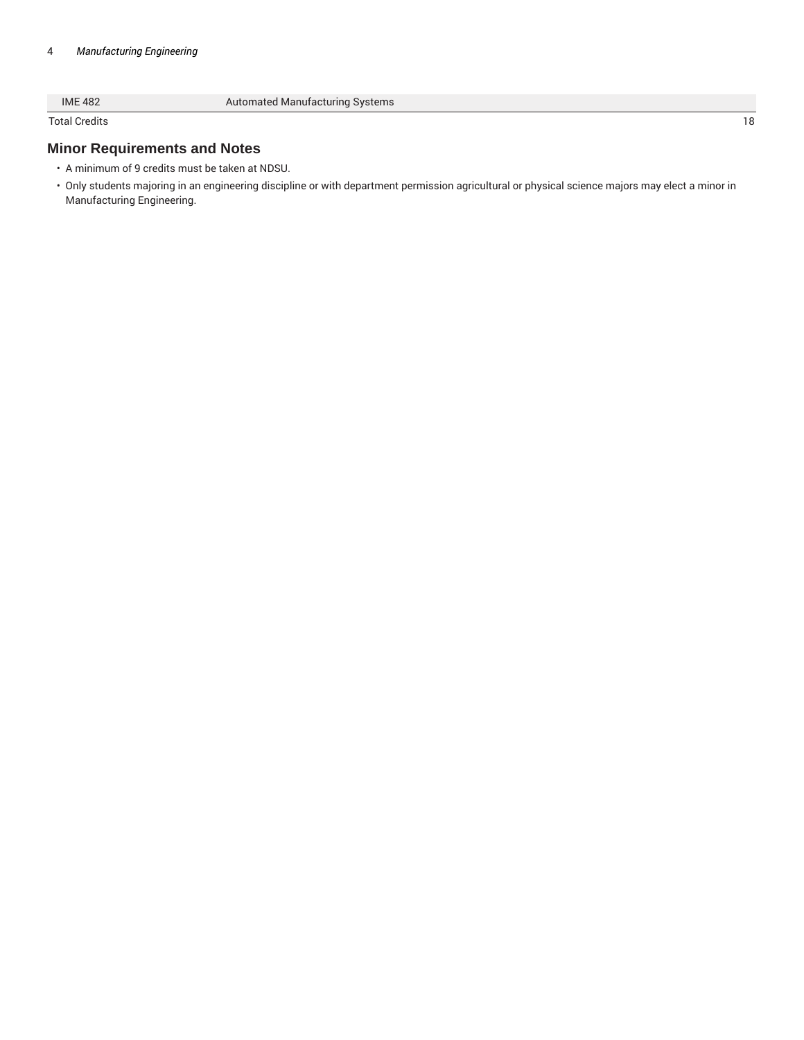| | | |
|---|---|---|
| IME 482 | Automated Manufacturing Systems | |
| Total Credits | | 18 |

## Minor Requirements and Notes

- A minimum of 9 credits must be taken at NDSU.
- Only students majoring in an engineering discipline or with department permission agricultural or physical science majors may elect a minor in Manufacturing Engineering.